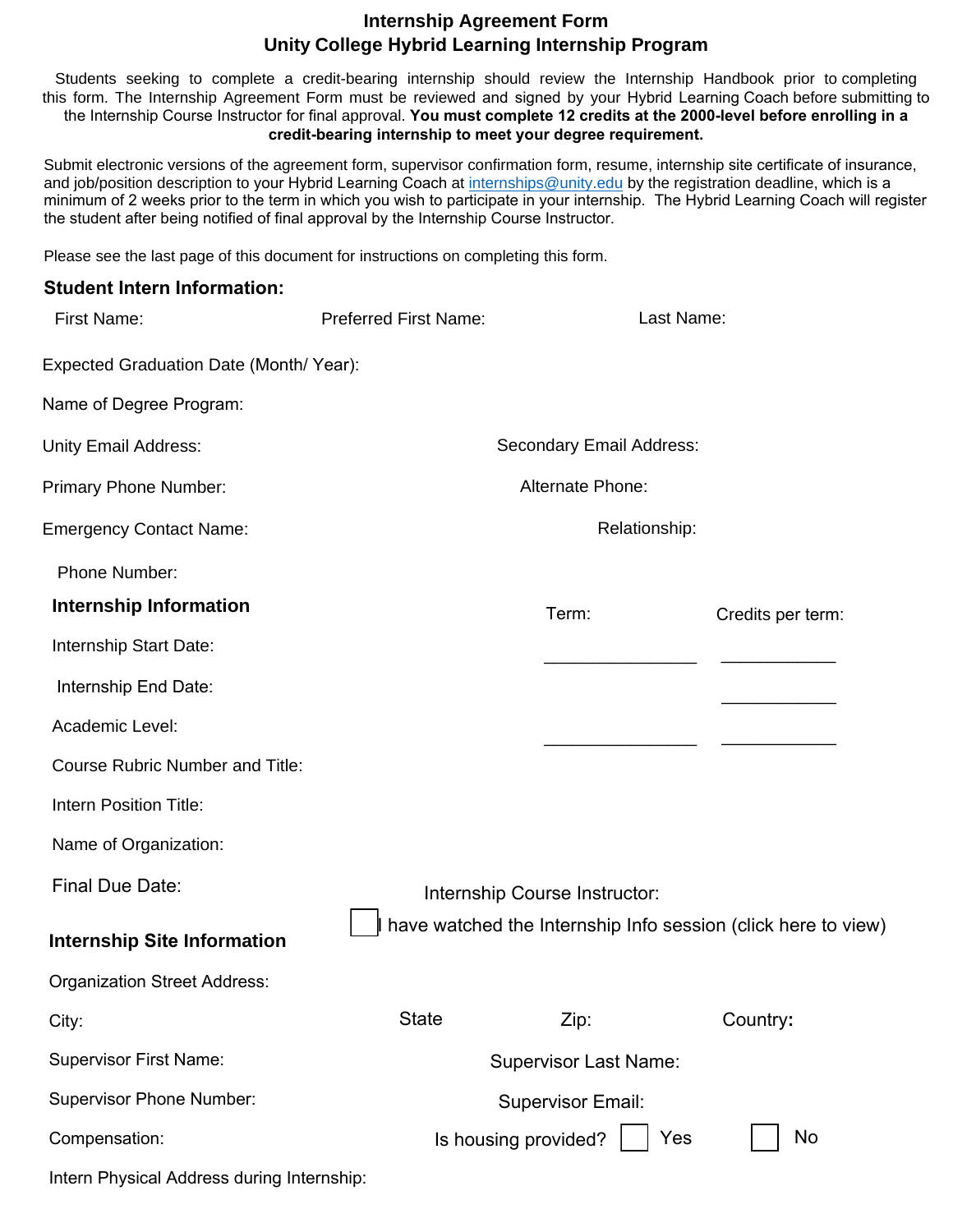# Internship Agreement Form
## Unity College Hybrid Learning Internship Program

Students seeking to complete a credit-bearing internship should review the Internship Handbook prior to completing this form. The Internship Agreement Form must be reviewed and signed by your Hybrid Learning Coach before submitting to the Internship Course Instructor for final approval. **You must complete 12 credits at the 2000-level before enrolling in a credit-bearing internship to meet your degree requirement.**

Submit electronic versions of the agreement form, supervisor confirmation form, resume, internship site certificate of insurance, and job/position description to your Hybrid Learning Coach at internships@unity.edu by the registration deadline, which is a minimum of 2 weeks prior to the term in which you wish to participate in your internship. The Hybrid Learning Coach will register the student after being notified of final approval by the Internship Course Instructor.

Please see the last page of this document for instructions on completing this form.

### Student Intern Information:

First Name: Preferred First Name: Last Name:

Expected Graduation Date (Month/ Year):

Name of Degree Program:

Unity Email Address: Secondary Email Address:

Primary Phone Number: Alternate Phone:

Emergency Contact Name: Relationship:

Phone Number:

### Internship Information

| Term: | Credits per term: |
|---|---|
| ________________ | ____________ |
| | ____________ |
| ________________ | ____________ |

Internship Start Date:

Internship End Date:

Academic Level:

Course Rubric Number and Title:

Intern Position Title:

Name of Organization:

Final Due Date: Internship Course Instructor:

☐ I have watched the Internship Info session (click here to view)

### Internship Site Information

Organization Street Address:

City: State Zip: Country:

Supervisor First Name: Supervisor Last Name:

Supervisor Phone Number: Supervisor Email:

Compensation: Is housing provided? ☐ Yes ☐ No

Intern Physical Address during Internship: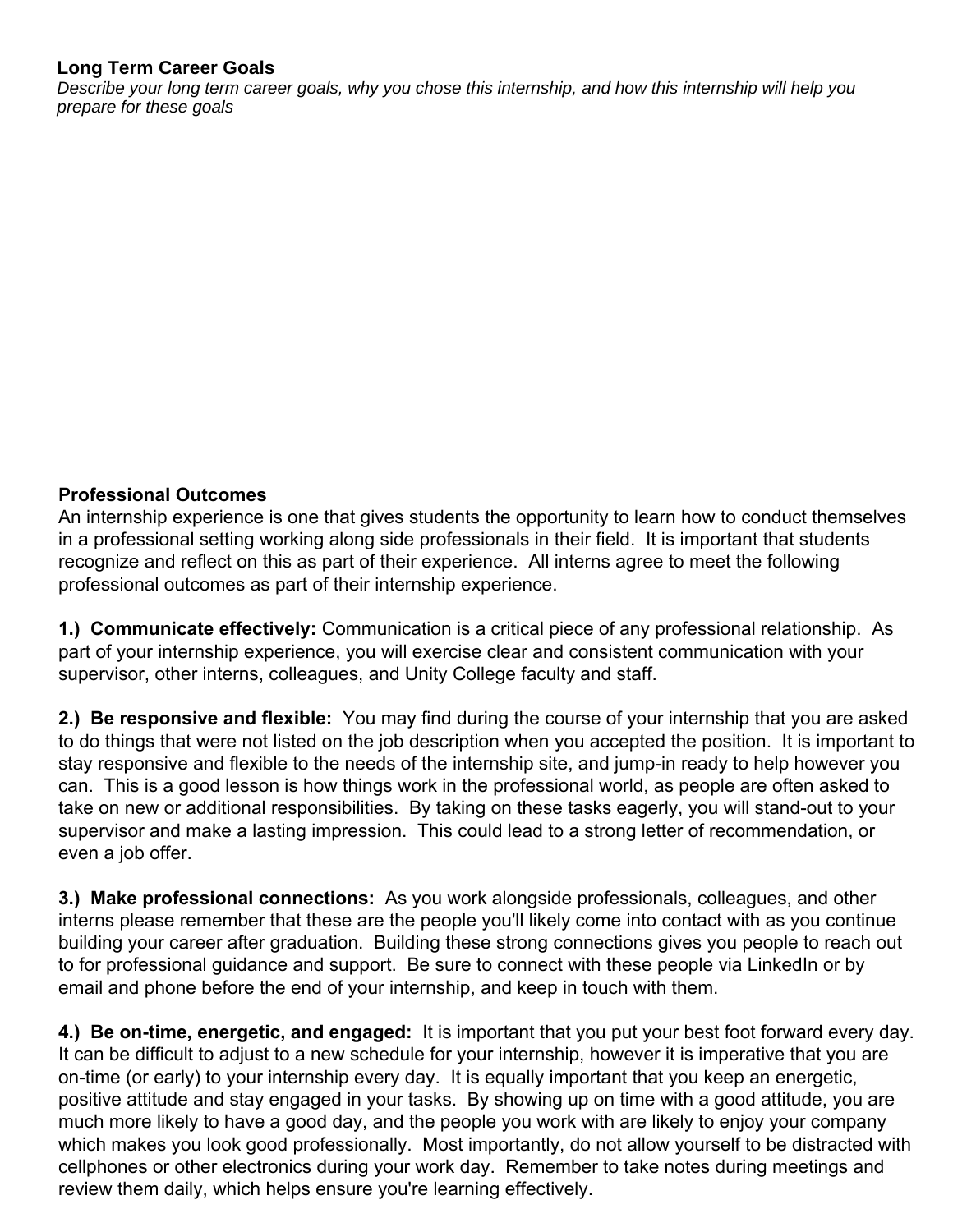## Long Term Career Goals

*Describe your long term career goals, why you chose this internship, and how this internship will help you prepare for these goals*

## Professional Outcomes

An internship experience is one that gives students the opportunity to learn how to conduct themselves in a professional setting working along side professionals in their field. It is important that students recognize and reflect on this as part of their experience. All interns agree to meet the following professional outcomes as part of their internship experience.

**1.) Communicate effectively:** Communication is a critical piece of any professional relationship. As part of your internship experience, you will exercise clear and consistent communication with your supervisor, other interns, colleagues, and Unity College faculty and staff.

**2.) Be responsive and flexible:** You may find during the course of your internship that you are asked to do things that were not listed on the job description when you accepted the position. It is important to stay responsive and flexible to the needs of the internship site, and jump-in ready to help however you can. This is a good lesson is how things work in the professional world, as people are often asked to take on new or additional responsibilities. By taking on these tasks eagerly, you will stand-out to your supervisor and make a lasting impression. This could lead to a strong letter of recommendation, or even a job offer.

**3.) Make professional connections:** As you work alongside professionals, colleagues, and other interns please remember that these are the people you'll likely come into contact with as you continue building your career after graduation. Building these strong connections gives you people to reach out to for professional guidance and support. Be sure to connect with these people via LinkedIn or by email and phone before the end of your internship, and keep in touch with them.

**4.) Be on-time, energetic, and engaged:** It is important that you put your best foot forward every day. It can be difficult to adjust to a new schedule for your internship, however it is imperative that you are on-time (or early) to your internship every day. It is equally important that you keep an energetic, positive attitude and stay engaged in your tasks. By showing up on time with a good attitude, you are much more likely to have a good day, and the people you work with are likely to enjoy your company which makes you look good professionally. Most importantly, do not allow yourself to be distracted with cellphones or other electronics during your work day. Remember to take notes during meetings and review them daily, which helps ensure you're learning effectively.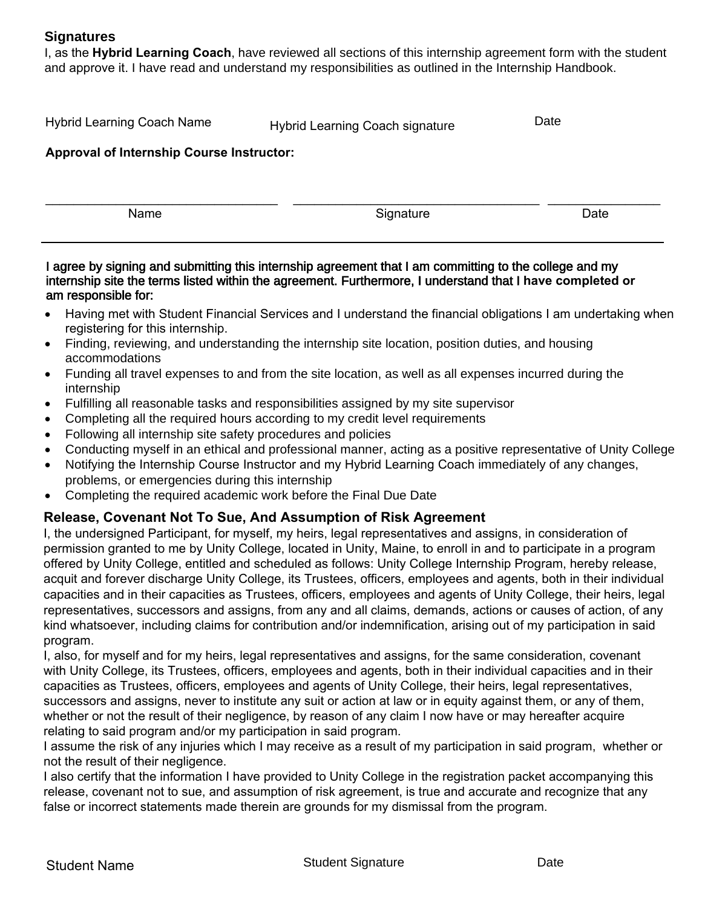## Signatures

I, as the **Hybrid Learning Coach**, have reviewed all sections of this internship agreement form with the student and approve it. I have read and understand my responsibilities as outlined in the Internship Handbook.

Hybrid Learning Coach Name | Hybrid Learning Coach signature | Date

**Approval of Internship Course Instructor:**

\_\_\_\_\_\_\_\_\_\_\_\_\_\_\_\_\_\_\_\_\_\_\_\_\_\_\_\_\_\_\_\_ \_\_\_\_\_\_\_\_\_\_\_\_\_\_\_\_\_\_\_\_\_\_\_\_\_\_\_\_\_\_\_\_\_\_ \_\_\_\_\_\_\_\_\_\_\_\_\_\_\_\_

Name | Signature | Date

---

**I agree by signing and submitting this internship agreement that I am committing to the college and my internship site the terms listed within the agreement. Furthermore, I understand that I have completed or am responsible for:**

- Having met with Student Financial Services and I understand the financial obligations I am undertaking when registering for this internship.
- Finding, reviewing, and understanding the internship site location, position duties, and housing accommodations
- Funding all travel expenses to and from the site location, as well as all expenses incurred during the internship
- Fulfilling all reasonable tasks and responsibilities assigned by my site supervisor
- Completing all the required hours according to my credit level requirements
- Following all internship site safety procedures and policies
- Conducting myself in an ethical and professional manner, acting as a positive representative of Unity College
- Notifying the Internship Course Instructor and my Hybrid Learning Coach immediately of any changes, problems, or emergencies during this internship
- Completing the required academic work before the Final Due Date

### Release, Covenant Not To Sue, And Assumption of Risk Agreement

I, the undersigned Participant, for myself, my heirs, legal representatives and assigns, in consideration of permission granted to me by Unity College, located in Unity, Maine, to enroll in and to participate in a program offered by Unity College, entitled and scheduled as follows: Unity College Internship Program, hereby release, acquit and forever discharge Unity College, its Trustees, officers, employees and agents, both in their individual capacities and in their capacities as Trustees, officers, employees and agents of Unity College, their heirs, legal representatives, successors and assigns, from any and all claims, demands, actions or causes of action, of any kind whatsoever, including claims for contribution and/or indemnification, arising out of my participation in said program.

I, also, for myself and for my heirs, legal representatives and assigns, for the same consideration, covenant with Unity College, its Trustees, officers, employees and agents, both in their individual capacities and in their capacities as Trustees, officers, employees and agents of Unity College, their heirs, legal representatives, successors and assigns, never to institute any suit or action at law or in equity against them, or any of them, whether or not the result of their negligence, by reason of any claim I now have or may hereafter acquire relating to said program and/or my participation in said program.

I assume the risk of any injuries which I may receive as a result of my participation in said program, whether or not the result of their negligence.

I also certify that the information I have provided to Unity College in the registration packet accompanying this release, covenant not to sue, and assumption of risk agreement, is true and accurate and recognize that any false or incorrect statements made therein are grounds for my dismissal from the program.

Student Name | Student Signature | Date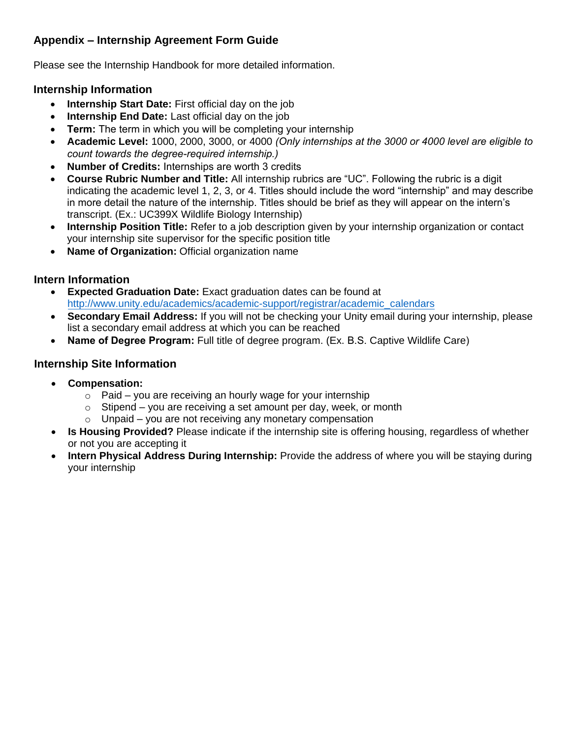## Appendix – Internship Agreement Form Guide

Please see the Internship Handbook for more detailed information.

### Internship Information

- **Internship Start Date:** First official day on the job
- **Internship End Date:** Last official day on the job
- **Term:** The term in which you will be completing your internship
- **Academic Level:** 1000, 2000, 3000, or 4000 *(Only internships at the 3000 or 4000 level are eligible to count towards the degree-required internship.)*
- **Number of Credits:** Internships are worth 3 credits
- **Course Rubric Number and Title:** All internship rubrics are "UC". Following the rubric is a digit indicating the academic level 1, 2, 3, or 4. Titles should include the word "internship" and may describe in more detail the nature of the internship. Titles should be brief as they will appear on the intern's transcript. (Ex.: UC399X Wildlife Biology Internship)
- **Internship Position Title:** Refer to a job description given by your internship organization or contact your internship site supervisor for the specific position title
- **Name of Organization:** Official organization name

### Intern Information

- **Expected Graduation Date:** Exact graduation dates can be found at [http://www.unity.edu/academics/academic-support/registrar/academic_calendars](http://www.unity.edu/academics/academic-support/registrar/academic_calendars)
- **Secondary Email Address:** If you will not be checking your Unity email during your internship, please list a secondary email address at which you can be reached
- **Name of Degree Program:** Full title of degree program. (Ex. B.S. Captive Wildlife Care)

### Internship Site Information

- **Compensation:**
  - Paid – you are receiving an hourly wage for your internship
  - Stipend – you are receiving a set amount per day, week, or month
  - Unpaid – you are not receiving any monetary compensation
- **Is Housing Provided?** Please indicate if the internship site is offering housing, regardless of whether or not you are accepting it
- **Intern Physical Address During Internship:** Provide the address of where you will be staying during your internship